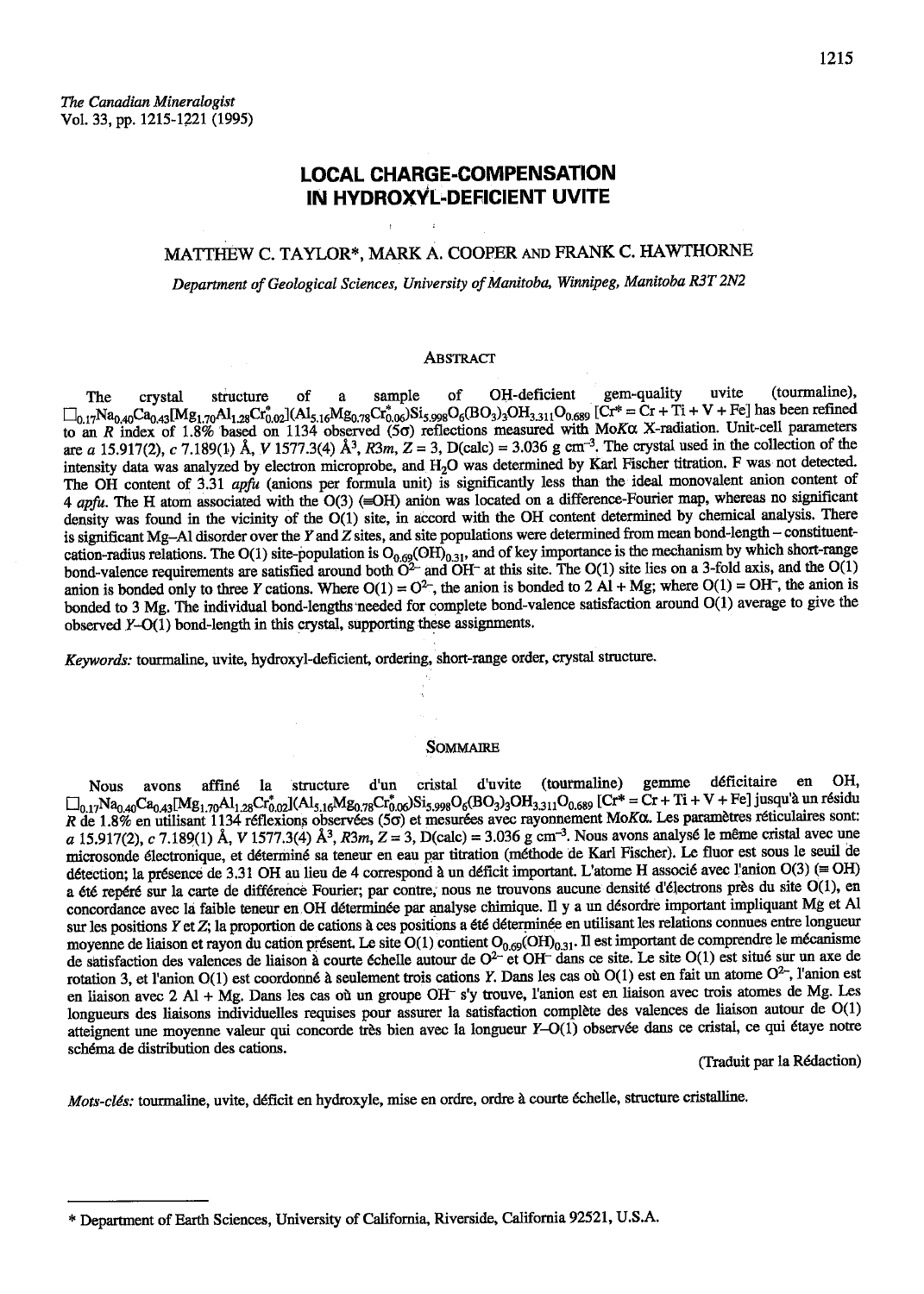*The Canadian Mineralogist*
Vol. 33, pp. 1215-1221 (1995)

# LOCAL CHARGE-COMPENSATION IN HYDROXYL-DEFICIENT UVITE

MATTHEW C. TAYLOR*, MARK A. COOPER AND FRANK C. HAWTHORNE

*Department of Geological Sciences, University of Manitoba, Winnipeg, Manitoba R3T 2N2*

## ABSTRACT

The crystal structure of a sample of OH-deficient gem-quality uvite (tourmaline), $\square_{0.17}Na_{0.40}Ca_{0.43}[Mg_{1.70}Al_{1.28}Cr^{*}_{0.02}](Al_{5.16}Mg_{0.78}Cr^{*}_{0.06})Si_{5.998}O_6(BO_3)_3OH_{3.311}O_{0.689}$ [Cr* = Cr + Ti + V + Fe] has been refined to an *R* index of 1.8% based on 1134 observed (5σ) reflections measured with Mo*K*α X-radiation. Unit-cell parameters are *a* 15.917(2), *c* 7.189(1) Å, *V* 1577.3(4) Å$^3$, *R3m*, *Z* = 3, D(calc) = 3.036 g cm$^{-3}$. The crystal used in the collection of the intensity data was analyzed by electron microprobe, and $H_2O$ was determined by Karl Fischer titration. F was not detected. The OH content of 3.31 *apfu* (anions per formula unit) is significantly less than the ideal monovalent anion content of 4 *apfu*. The H atom associated with the O(3) (≡OH) anion was located on a difference-Fourier map, whereas no significant density was found in the vicinity of the O(1) site, in accord with the OH content determined by chemical analysis. There is significant Mg–Al disorder over the *Y* and *Z* sites, and site populations were determined from mean bond-length – constituent-cation-radius relations. The O(1) site-population is $O_{0.69}(OH)_{0.31}$, and of key importance is the mechanism by which short-range bond-valence requirements are satisfied around both $O^{2-}$ and $OH^-$ at this site. The O(1) site lies on a 3-fold axis, and the O(1) anion is bonded only to three *Y* cations. Where O(1) = $O^{2-}$, the anion is bonded to 2 Al + Mg; where O(1) = $OH^-$, the anion is bonded to 3 Mg. The individual bond-lengths needed for complete bond-valence satisfaction around O(1) average to give the observed *Y*–O(1) bond-length in this crystal, supporting these assignments.

*Keywords:* tourmaline, uvite, hydroxyl-deficient, ordering, short-range order, crystal structure.

## SOMMAIRE

Nous avons affiné la structure d'un cristal d'uvite (tourmaline) gemme déficitaire en OH, $\square_{0.17}Na_{0.40}Ca_{0.43}[Mg_{1.70}Al_{1.28}Cr^{*}_{0.02}](Al_{5.16}Mg_{0.78}Cr^{*}_{0.06})Si_{5.998}O_6(BO_3)_3OH_{3.311}O_{0.689}$ [Cr* = Cr + Ti + V + Fe] jusqu'à un résidu *R* de 1.8% en utilisant 1134 réflexions observées (5σ) et mesurées avec rayonnement Mo*K*α. Les paramètres réticulaires sont: *a* 15.917(2), *c* 7.189(1) Å, *V* 1577.3(4) Å$^3$, *R3m*, *Z* = 3, D(calc) = 3.036 g cm$^{-3}$. Nous avons analysé le même cristal avec une microsonde électronique, et déterminé sa teneur en eau par titration (méthode de Karl Fischer). Le fluor est sous le seuil de détection; la présence de 3.31 OH au lieu de 4 correspond à un déficit important. L'atome H associé avec l'anion O(3) (≡ OH) a été repéré sur la carte de différence Fourier; par contre, nous ne trouvons aucune densité d'électrons près du site O(1), en concordance avec la faible teneur en OH déterminée par analyse chimique. Il y a un désordre important impliquant Mg et Al sur les positions *Y* et *Z*; la proportion de cations à ces positions a été déterminée en utilisant les relations connues entre longueur moyenne de liaison et rayon du cation présent. Le site O(1) contient $O_{0.69}(OH)_{0.31}$. Il est important de comprendre le mécanisme de satisfaction des valences de liaison à courte échelle autour de $O^{2-}$ et $OH^-$ dans ce site. Le site O(1) est situé sur un axe de rotation 3, et l'anion O(1) est coordonné à seulement trois cations *Y*. Dans les cas où O(1) est en fait un atome $O^{2-}$, l'anion est en liaison avec 2 Al + Mg. Dans les cas où un groupe $OH^-$ s'y trouve, l'anion est en liaison avec trois atomes de Mg. Les longueurs des liaisons individuelles requises pour assurer la satisfaction complète des valences de liaison autour de O(1) atteignent une moyenne valeur qui concorde très bien avec la longueur *Y*–O(1) observée dans ce cristal, ce qui étaye notre schéma de distribution des cations.

(Traduit par la Rédaction)

*Mots-clés:* tourmaline, uvite, déficit en hydroxyle, mise en ordre, ordre à courte échelle, structure cristalline.

---

\* Department of Earth Sciences, University of California, Riverside, California 92521, U.S.A.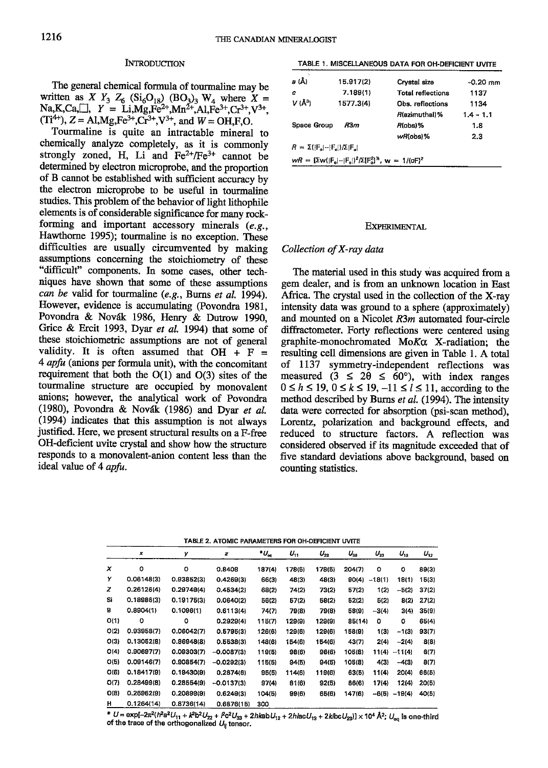## INTRODUCTION

The general chemical formula of tourmaline may be written as $X\ Y_3\ Z_6\ (Si_6O_{18})\ (BO_3)_3\ W_4$ where $X$ = Na,K,Ca,□, $Y$ = Li,Mg,$Fe^{2+}$,$Mn^{2+}$,Al,$Fe^{3+}$,$Cr^{3+}$,$V^{3+}$,($Ti^{4+}$), $Z$ = Al,Mg,$Fe^{3+}$,$Cr^{3+}$,$V^{3+}$, and $W$ = OH,F,O.

Tourmaline is quite an intractable mineral to chemically analyze completely, as it is commonly strongly zoned, H, Li and $Fe^{2+}/Fe^{3+}$ cannot be determined by electron microprobe, and the proportion of B cannot be established with sufficient accuracy by the electron microprobe to be useful in tourmaline studies. This problem of the behavior of light lithophile elements is of considerable significance for many rock-forming and important accessory minerals (*e.g.*, Hawthorne 1995); tourmaline is no exception. These difficulties are usually circumvented by making assumptions concerning the stoichiometry of these "difficult" components. In some cases, other techniques have shown that some of these assumptions *can be* valid for tourmaline (*e.g.*, Burns *et al.* 1994). However, evidence is accumulating (Povondra 1981, Povondra & Novák 1986, Henry & Dutrow 1990, Grice & Ercit 1993, Dyar *et al.* 1994) that some of these stoichiometric assumptions are not of general validity. It is often assumed that OH + F = 4 *apfu* (anions per formula unit), with the concomitant requirement that both the O(1) and O(3) sites of the tourmaline structure are occupied by monovalent anions; however, the analytical work of Povondra (1980), Povondra & Novák (1986) and Dyar *et al.* (1994) indicates that this assumption is not always justified. Here, we present structural results on a F-free OH-deficient uvite crystal and show how the structure responds to a monovalent-anion content less than the ideal value of 4 *apfu*.

TABLE 1. MISCELLANEOUS DATA FOR OH-DEFICIENT UVITE

| | | | |
|---|---|---|---|
| $a$ (Å) | 15.917(2) | Crystal size | ~0.20 mm |
| $c$ | 7.189(1) | Total reflections | 1137 |
| $V$ (Å³) | 1577.3(4) | Obs. reflections | 1134 |
| | | $R$(azimuthal)% | 1.4 → 1.1 |
| Space Group | $R3m$ | $R$(obs)% | 1.8 |
| | | $wR$(obs)% | 2.3 |

$R = \Sigma(|F_o|-|F_c|)/\Sigma|F_o|$

$wR = [\Sigma w(|F_o|-|F_c|)^2/\Sigma F_o^2]^{1/2}$, $w = 1/(\sigma F)^2$

## EXPERIMENTAL

### Collection of X-ray data

The material used in this study was acquired from a gem dealer, and is from an unknown location in East Africa. The crystal used in the collection of the X-ray intensity data was ground to a sphere (approximately) and mounted on a Nicolet $R3m$ automated four-circle diffractometer. Forty reflections were centered using graphite-monochromated Mo$K\alpha$ X-radiation; the resulting cell dimensions are given in Table 1. A total of 1137 symmetry-independent reflections was measured ($3 \leq 2\theta \leq 60°$), with index ranges $0 \leq h \leq 19$, $0 \leq k \leq 19$, $-11 \leq l \leq 11$, according to the method described by Burns *et al.* (1994). The intensity data were corrected for absorption (psi-scan method), Lorentz, polarization and background effects, and reduced to structure factors. A reflection was considered observed if its magnitude exceeded that of five standard deviations above background, based on counting statistics.

TABLE 2. ATOMIC PARAMETERS FOR OH-DEFICIENT UVITE

| | $x$ | $y$ | $z$ | * $U_{eq}$ | $U_{11}$ | $U_{22}$ | $U_{33}$ | $U_{23}$ | $U_{13}$ | $U_{12}$ |
|---|---|---|---|---|---|---|---|---|---|---|
| X | 0 | 0 | 0.8408 | 187(4) | 178(5) | 178(5) | 204(7) | 0 | 0 | 89(3) |
| Y | 0.06148(3) | 0.93852(3) | 0.4269(3) | 66(3) | 48(3) | 48(3) | 90(4) | −18(1) | 18(1) | 15(3) |
| Z | 0.26126(4) | 0.29749(4) | 0.4534(2) | 68(2) | 74(2) | 73(2) | 57(2) | 1(2) | −5(2) | 37(2) |
| Si | 0.18986(3) | 0.19175(3) | 0.0640(2) | 56(2) | 57(2) | 58(2) | 52(2) | 5(2) | 8(2) | 27(2) |
| B | 0.8904(1) | 0.1096(1) | 0.6113(4) | 74(7) | 79(8) | 79(8) | 58(9) | −3(4) | 3(4) | 35(9) |
| O(1) | 0 | 0 | 0.2929(4) | 115(7) | 129(9) | 129(9) | 85(14) | 0 | 0 | 65(4) |
| O(2) | 0.93958(7) | 0.06042(7) | 0.5795(3) | 126(6) | 129(6) | 129(6) | 158(9) | 1(3) | −1(3) | 93(7) |
| O(3) | 0.13052(8) | 0.86948(8) | 0.5538(3) | 148(6) | 154(6) | 154(6) | 43(7) | 2(4) | −2(4) | 8(8) |
| O(4) | 0.90697(7) | 0.09303(7) | −0.0087(3) | 119(5) | 98(6) | 98(6) | 105(8) | 11(4) | −11(4) | 6(7) |
| O(5) | 0.09146(7) | 0.90854(7) | −0.0292(3) | 115(5) | 94(5) | 94(5) | 105(8) | 4(3) | −4(3) | 8(7) |
| O(6) | 0.18417(9) | 0.19430(9) | 0.2874(6) | 95(5) | 114(6) | 119(6) | 63(5) | 11(4) | 20(4) | 66(5) |
| O(7) | 0.28499(8) | 0.28554(9) | −0.0137(3) | 97(4) | 81(6) | 92(5) | 86(6) | 17(4) | 12(4) | 20(5) |
| O(8) | 0.26962(9) | 0.20899(9) | 0.6249(3) | 104(5) | 99(6) | 65(6) | 147(6) | −6(5) | −19(4) | 40(5) |
| H | 0.1264(14) | 0.8736(14) | 0.6876(15) | 300 | | | | | | |

* $U = \exp[-2\pi^2(h^2a^2U_{11} + k^2b^2U_{22} + l^2c^2U_{33} + 2hkabU_{12} + 2hlacU_{13} + 2klbcU_{23})] \times 10^4$ Å²; $U_{eq}$ is one-third of the trace of the orthogonalized $U_{ij}$ tensor.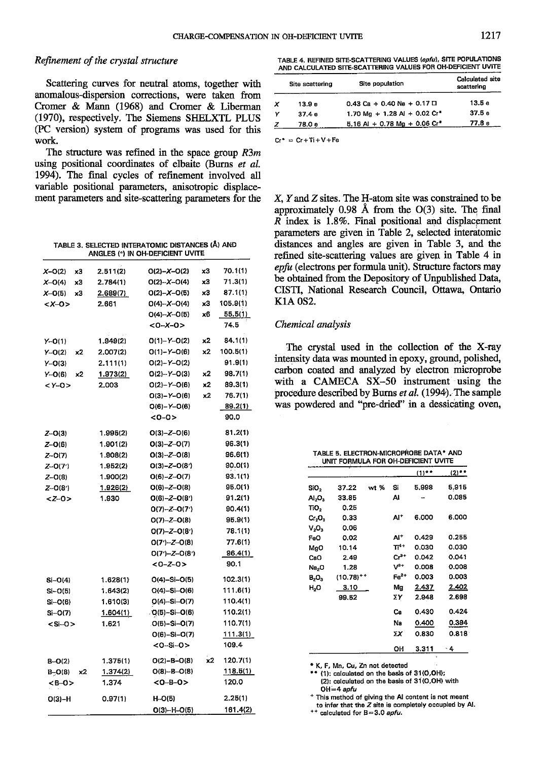### Refinement of the crystal structure

Scattering curves for neutral atoms, together with anomalous-dispersion corrections, were taken from Cromer & Mann (1968) and Cromer & Liberman (1970), respectively. The Siemens SHELXTL PLUS (PC version) system of programs was used for this work.

The structure was refined in the space group $R3m$ using positional coordinates of elbaite (Burns *et al.* 1994). The final cycles of refinement involved all variable positional parameters, anisotropic displacement parameters and site-scattering parameters for the $X$, $Y$ and $Z$ sites. The H-atom site was constrained to be approximately 0.98 Å from the O(3) site. The final $R$ index is 1.8%. Final positional and displacement parameters are given in Table 2, selected interatomic distances and angles are given in Table 3, and the refined site-scattering values are given in Table 4 in *epfu* (electrons per formula unit). Structure factors may be obtained from the Depository of Unpublished Data, CISTI, National Research Council, Ottawa, Ontario K1A 0S2.

TABLE 3. SELECTED INTERATOMIC DISTANCES (Å) AND ANGLES (°) IN OH-DEFICIENT UVITE

| | | | | | |
|---|---|---|---|---|---|
| $X$–O(2) | x3 | 2.511(2) | O(2)–$X$–O(2) | x3 | 70.1(1) |
| $X$–O(4) | x3 | 2.784(1) | O(2)–$X$–O(4) | x3 | 71.3(1) |
| $X$–O(5) | x3 | 2.689(7) | O(2)–$X$–O(5) | x3 | 87.1(1) |
| <$X$–O> | | 2.661 | O(4)–$X$–O(4) | x3 | 105.9(1) |
| | | | O(4)–$X$–O(5) | x6 | 55.5(1) |
| | | | <O–$X$–O> | | 74.5 |
| $Y$–O(1) | | 1.949(2) | O(1)–$Y$–O(2) | x2 | 84.1(1) |
| $Y$–O(2) | x2 | 2.007(2) | O(1)–$Y$–O(6) | x2 | 100.5(1) |
| $Y$–O(3) | | 2.111(1) | O(2)–$Y$–O(2) | | 91.9(1) |
| $Y$–O(6) | x2 | 1.973(2) | O(2)–$Y$–O(3) | x2 | 98.7(1) |
| <$Y$–O> | | 2.003 | O(2)–$Y$–O(6) | x2 | 89.3(1) |
| | | | O(3)–$Y$–O(6) | x2 | 76.7(1) |
| | | | O(6)–$Y$–O(6) | | 89.2(1) |
| | | | <O–O> | | 90.0 |
| $Z$–O(3) | | 1.995(2) | O(3)–$Z$–O(6) | | 81.2(1) |
| $Z$–O(6) | | 1.901(2) | O(3)–$Z$–O(7) | | 96.3(1) |
| $Z$–O(7) | | 1.908(2) | O(3)–$Z$–O(8) | | 96.6(1) |
| $Z$–O(7') | | 1.952(2) | O(3)–$Z$–O(8') | | 90.0(1) |
| $Z$–O(8) | | 1.900(2) | O(6)–$Z$–O(7) | | 93.1(1) |
| $Z$–O(8') | | 1.926(2) | O(6)–$Z$–O(8) | | 95.0(1) |
| <$Z$–O> | | 1.930 | O(6)–$Z$–O(8') | | 91.2(1) |
| | | | O(7)–$Z$–O(7') | | 90.4(1) |
| | | | O(7)–$Z$–O(8) | | 95.9(1) |
| | | | O(7)–$Z$–O(8') | | 78.1(1) |
| | | | O(7')–$Z$–O(8) | | 77.6(1) |
| | | | O(7')–$Z$–O(8') | | 96.4(1) |
| | | | <O–$Z$–O> | | 90.1 |
| Si–O(4) | | 1.628(1) | O(4)–Si–O(5) | | 102.3(1) |
| Si–O(5) | | 1.643(2) | O(4)–Si–O(6) | | 111.6(1) |
| Si–O(6) | | 1.610(3) | O(4)–Si–O(7) | | 110.4(1) |
| Si–O(7) | | 1.604(1) | O(5)–Si–O(6) | | 110.2(1) |
| <Si–O> | | 1.621 | O(5)–Si–O(7) | | 110.7(1) |
| | | | O(6)–Si–O(7) | | 111.3(1) |
| | | | <O–Si–O> | | 109.4 |
| B–O(2) | | 1.375(1) | O(2)–B–O(8) | x2 | 120.7(1) |
| B–O(8) | x2 | 1.374(2) | O(8)–B–O(8) | | 118.6(1) |
| <B–O> | | 1.374 | <O–B–O> | | 120.0 |
| O(3)–H | | 0.97(1) | H–O(5) | | 2.25(1) |
| | | | O(3)–H–O(5) | | 161.4(2) |

TABLE 4. REFINED SITE-SCATTERING VALUES (*epfu*), SITE POPULATIONS AND CALCULATED SITE-SCATTERING VALUES FOR OH-DEFICIENT UVITE

| | Site scattering | Site population | Calculated site scattering |
|---|---|---|---|
| $X$ | 13.9 e | 0.43 Ca + 0.40 Na + 0.17 □ | 13.5 e |
| $Y$ | 37.4 e | 1.70 Mg + 1.28 Al + 0.02 Cr* | 37.5 e |
| $Z$ | 78.0 e | 5.16 Al + 0.78 Mg + 0.06 Cr* | 77.8 e |

Cr* = Cr+Ti+V+Fe

### Chemical analysis

The crystal used in the collection of the X-ray intensity data was mounted in epoxy, ground, polished, carbon coated and analyzed by electron microprobe with a CAMECA SX-50 instrument using the procedure described by Burns *et al.* (1994). The sample was powdered and "pre-dried" in a dessicating oven,

TABLE 5. ELECTRON-MICROPROBE DATA* AND UNIT FORMULA FOR OH-DEFICIENT UVITE

| | wt % | | (1)** | (2)** |
|---|---|---|---|---|
| $SiO_2$ | 37.22 | Si | 5.998 | 5.915 |
| $Al_2O_3$ | 33.85 | Al | – | 0.085 |
| $TiO_2$ | 0.25 | | | |
| $Cr_2O_3$ | 0.33 | Al[+] | 6.000 | 6.000 |
| $V_2O_3$ | 0.06 | | | |
| FeO | 0.02 | Al[+] | 0.429 | 0.255 |
| MgO | 10.14 | $Ti^{4+}$ | 0.030 | 0.030 |
| CaO | 2.49 | $Cr^{3+}$ | 0.042 | 0.041 |
| $Na_2O$ | 1.28 | $V^{3+}$ | 0.008 | 0.008 |
| $B_2O_3$ | (10.78)[++] | $Fe^{2+}$ | 0.003 | 0.003 |
| $H_2O$ | 3.10 | Mg | 2.437 | 2.402 |
| | 99.52 | Σ$Y$ | 2.948 | 2.698 |
| | | Ca | 0.430 | 0.424 |
| | | Na | 0.400 | 0.394 |
| | | Σ$X$ | 0.830 | 0.818 |
| | | OH | 3.311 | 4 |

\* K, F, Mn, Cu, Zn not detected
\*\* (1): calculated on the basis of 31(O,OH);
(2): calculated on the basis of 31(O,OH) with OH=4 *apfu*
[+] This method of giving the Al content is not meant to infer that the $Z$ site is completely occupied by Al.
[++] calculated for B=3.0 *apfu*.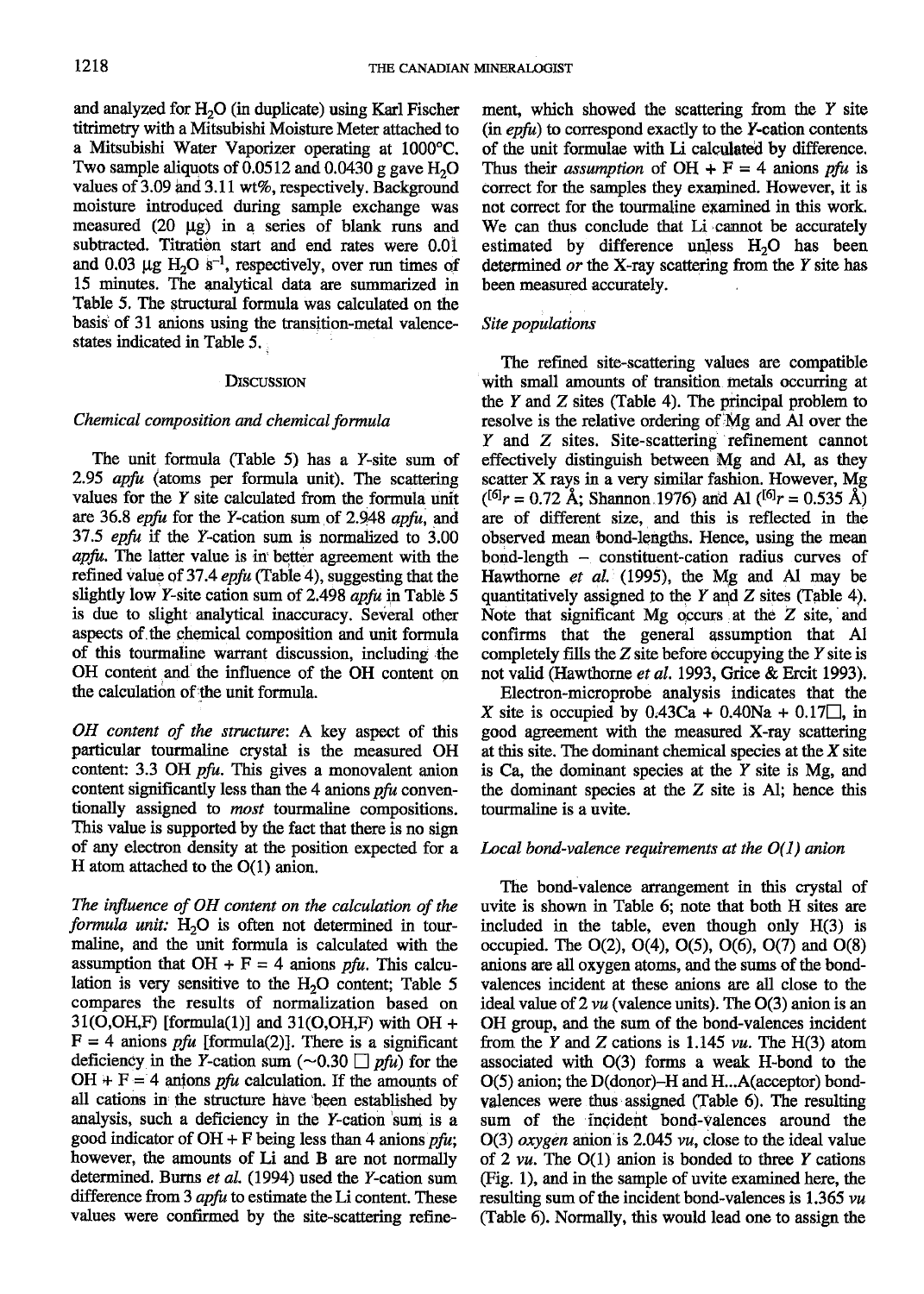and analyzed for $H_2O$ (in duplicate) using Karl Fischer titrimetry with a Mitsubishi Moisture Meter attached to a Mitsubishi Water Vaporizer operating at 1000°C. Two sample aliquots of 0.0512 and 0.0430 g gave $H_2O$ values of 3.09 and 3.11 wt%, respectively. Background moisture introduced during sample exchange was measured (20 μg) in a series of blank runs and subtracted. Titration start and end rates were 0.01 and 0.03 μg $H_2O$ $s^{-1}$, respectively, over run times of 15 minutes. The analytical data are summarized in Table 5. The structural formula was calculated on the basis of 31 anions using the transition-metal valence-states indicated in Table 5.

## Discussion

### *Chemical composition and chemical formula*

The unit formula (Table 5) has a *Y*-site sum of 2.95 *apfu* (atoms per formula unit). The scattering values for the *Y* site calculated from the formula unit are 36.8 *epfu* for the *Y*-cation sum of 2.948 *apfu*, and 37.5 *epfu* if the *Y*-cation sum is normalized to 3.00 *apfu*. The latter value is in better agreement with the refined value of 37.4 *epfu* (Table 4), suggesting that the slightly low *Y*-site cation sum of 2.498 *apfu* in Table 5 is due to slight analytical inaccuracy. Several other aspects of the chemical composition and unit formula of this tourmaline warrant discussion, including the OH content and the influence of the OH content on the calculation of the unit formula.

*OH content of the structure*: A key aspect of this particular tourmaline crystal is the measured OH content: 3.3 OH *pfu*. This gives a monovalent anion content significantly less than the 4 anions *pfu* conventionally assigned to *most* tourmaline compositions. This value is supported by the fact that there is no sign of any electron density at the position expected for a H atom attached to the O(1) anion.

*The influence of OH content on the calculation of the formula unit:* $H_2O$ is often not determined in tourmaline, and the unit formula is calculated with the assumption that OH + F = 4 anions *pfu*. This calculation is very sensitive to the $H_2O$ content; Table 5 compares the results of normalization based on 31(O,OH,F) [formula(1)] and 31(O,OH,F) with OH + F = 4 anions *pfu* [formula(2)]. There is a significant deficiency in the *Y*-cation sum (~0.30 □ *pfu*) for the OH + F = 4 anions *pfu* calculation. If the amounts of all cations in the structure have been established by analysis, such a deficiency in the *Y*-cation sum is a good indicator of OH + F being less than 4 anions *pfu*; however, the amounts of Li and B are not normally determined. Burns *et al.* (1994) used the *Y*-cation sum difference from 3 *apfu* to estimate the Li content. These values were confirmed by the site-scattering refinement, which showed the scattering from the *Y* site (in *epfu*) to correspond exactly to the *Y*-cation contents of the unit formulae with Li calculated by difference. Thus their *assumption* of OH + F = 4 anions *pfu* is correct for the samples they examined. However, it is not correct for the tourmaline examined in this work. We can thus conclude that Li cannot be accurately estimated by difference unless $H_2O$ has been determined *or* the X-ray scattering from the *Y* site has been measured accurately.

### *Site populations*

The refined site-scattering values are compatible with small amounts of transition metals occurring at the *Y* and *Z* sites (Table 4). The principal problem to resolve is the relative ordering of Mg and Al over the *Y* and *Z* sites. Site-scattering refinement cannot effectively distinguish between Mg and Al, as they scatter X rays in a very similar fashion. However, Mg ($^{[6]}r$ = 0.72 Å; Shannon 1976) and Al ($^{[6]}r$ = 0.535 Å) are of different size, and this is reflected in the observed mean bond-lengths. Hence, using the mean bond-length – constituent-cation radius curves of Hawthorne *et al.* (1995), the Mg and Al may be quantitatively assigned to the *Y* and *Z* sites (Table 4). Note that significant Mg occurs at the *Z* site, and confirms that the general assumption that Al completely fills the *Z* site before occupying the *Y* site is not valid (Hawthorne *et al.* 1993, Grice & Ercit 1993).

Electron-microprobe analysis indicates that the *X* site is occupied by 0.43Ca + 0.40Na + 0.17□, in good agreement with the measured X-ray scattering at this site. The dominant chemical species at the *X* site is Ca, the dominant species at the *Y* site is Mg, and the dominant species at the *Z* site is Al; hence this tourmaline is a uvite.

### *Local bond-valence requirements at the O(1) anion*

The bond-valence arrangement in this crystal of uvite is shown in Table 6; note that both H sites are included in the table, even though only H(3) is occupied. The O(2), O(4), O(5), O(6), O(7) and O(8) anions are all oxygen atoms, and the sums of the bond-valences incident at these anions are all close to the ideal value of 2 *vu* (valence units). The O(3) anion is an OH group, and the sum of the bond-valences incident from the *Y* and *Z* cations is 1.145 *vu*. The H(3) atom associated with O(3) forms a weak H-bond to the O(5) anion; the D(donor)–H and H...A(acceptor) bond-valences were thus assigned (Table 6). The resulting sum of the incident bond-valences around the O(3) *oxygen* anion is 2.045 *vu*, close to the ideal value of 2 *vu*. The O(1) anion is bonded to three *Y* cations (Fig. 1), and in the sample of uvite examined here, the resulting sum of the incident bond-valences is 1.365 *vu* (Table 6). Normally, this would lead one to assign the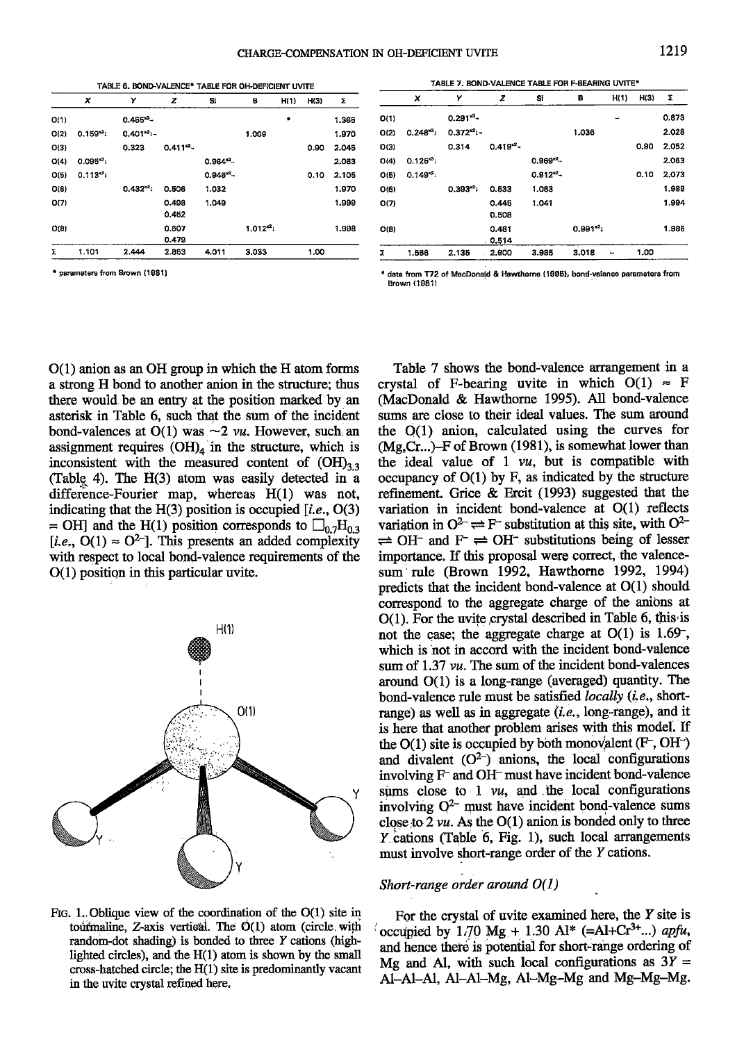TABLE 6. BOND-VALENCE* TABLE FOR OH-DEFICIENT UVITE

| | X | Y | Z | Si | B | H(1) | H(3) | Σ |
|---|---|---|---|---|---|---|---|---|
| O(1) | | $0.455^{\times3}\downarrow$ | | | | • | | 1.365 |
| O(2) | $0.159^{\times3}\downarrow$ | $0.401^{\times2}\downarrow\rightarrow$ | | | 1.009 | | | 1.970 |
| O(3) | | 0.323 | $0.411^{\times2}\downarrow$ | | | | 0.90 | 2.045 |
| O(4) | $0.095^{\times3}\downarrow$ | | | $0.984^{\times2}\downarrow$ | | | | 2.063 |
| O(5) | $0.113^{\times3}\downarrow$ | | | $0.946^{\times2}\downarrow$ | | | 0.10 | 2.105 |
| O(6) | | $0.432^{\times2}\downarrow$ | 0.506 | 1.032 | | | | 1.970 |
| O(7) | | | 0.498<br>0.452 | 1.049 | | | | 1.999 |
| O(8) | | | 0.507<br>0.479 | | $1.012^{\times2}\downarrow$ | | | 1.998 |
| Σ | 1.101 | 2.444 | 2.853 | 4.011 | 3.033 | | 1.00 | |

\* parameters from Brown (1981)

TABLE 7. BOND-VALENCE TABLE FOR F-BEARING UVITE*

| | X | Y | Z | Si | B | H(1) | H(3) | Σ |
|---|---|---|---|---|---|---|---|---|
| O(1) | | $0.291^{\times3}\downarrow$ | | | | – | | 0.873 |
| O(2) | $0.248^{\times3}\downarrow$ | $0.372^{\times2}\downarrow\rightarrow$ | | | 1.036 | | | 2.028 |
| O(3) | | 0.314 | $0.419^{\times2}\downarrow$ | | | | 0.90 | 2.052 |
| O(4) | $0.125^{\times3}\downarrow$ | | | $0.969^{\times2}\downarrow$ | | | | 2.063 |
| O(5) | $0.149^{\times3}\downarrow$ | | | $0.912^{\times2}\downarrow$ | | | 0.10 | 2.073 |
| O(6) | | $0.393^{\times2}\downarrow$ | 0.533 | 1.063 | | | | 1.989 |
| O(7) | | | 0.445<br>0.508 | 1.041 | | | | 1.994 |
| O(8) | | | 0.481<br>0.514 | | $0.991^{\times2}\downarrow$ | | | 1.986 |
| Σ | 1.566 | 2.135 | 2.900 | 3.985 | 3.018 | – | 1.00 | |

\* data from T72 of MacDonald & Hawthorne (1995), bond-valence parameters from Brown (1981)

O(1) anion as an OH group in which the H atom forms a strong H bond to another anion in the structure; thus there would be an entry at the position marked by an asterisk in Table 6, such that the sum of the incident bond-valences at O(1) was ~2 *vu*. However, such an assignment requires $(OH)_4$ in the structure, which is inconsistent with the measured content of $(OH)_{3.3}$ (Table 4). The H(3) atom was easily detected in a difference-Fourier map, whereas H(1) was not, indicating that the H(3) position is occupied [*i.e.*, O(3) = OH] and the H(1) position corresponds to $\square_{0.7}H_{0.3}$ [*i.e.*, O(1) ≈ $O^{2-}$]. This presents an added complexity with respect to local bond-valence requirements of the O(1) position in this particular uvite.

FIG. 1. Oblique view of the coordination of the O(1) site in tourmaline, Z-axis vertical. The O(1) atom (circle with random-dot shading) is bonded to three Y cations (highlighted circles), and the H(1) atom is shown by the small cross-hatched circle; the H(1) site is predominantly vacant in the uvite crystal refined here.

Table 7 shows the bond-valence arrangement in a crystal of F-bearing uvite in which O(1) ≈ F (MacDonald & Hawthorne 1995). All bond-valence sums are close to their ideal values. The sum around the O(1) anion, calculated using the curves for (Mg,Cr...)–F of Brown (1981), is somewhat lower than the ideal value of 1 *vu*, but is compatible with occupancy of O(1) by F, as indicated by the structure refinement. Grice & Ercit (1993) suggested that the variation in incident bond-valence at O(1) reflects variation in $O^{2-} \rightleftharpoons F^-$ substitution at this site, with $O^{2-} \rightleftharpoons OH^-$ and $F^- \rightleftharpoons OH^-$ substitutions being of lesser importance. If this proposal were correct, the valence-sum rule (Brown 1992, Hawthorne 1992, 1994) predicts that the incident bond-valence at O(1) should correspond to the aggregate charge of the anions at O(1). For the uvite crystal described in Table 6, this is not the case; the aggregate charge at O(1) is $1.69^-$, which is not in accord with the incident bond-valence sum of 1.37 *vu*. The sum of the incident bond-valences around O(1) is a long-range (averaged) quantity. The bond-valence rule must be satisfied *locally* (*i.e.*, short-range) as well as in aggregate (*i.e.*, long-range), and it is here that another problem arises with this model. If the O(1) site is occupied by both monovalent ($F^-$, $OH^-$) and divalent ($O^{2-}$) anions, the local configurations involving $F^-$ and $OH^-$ must have incident bond-valence sums close to 1 *vu*, and the local configurations involving $O^{2-}$ must have incident bond-valence sums close to 2 *vu*. As the O(1) anion is bonded only to three Y cations (Table 6, Fig. 1), such local arrangements must involve short-range order of the Y cations.

### *Short-range order around O(1)*

For the crystal of uvite examined here, the Y site is occupied by 1.70 Mg + 1.30 Al* (=Al+$Cr^{3+}$...) *apfu*, and hence there is potential for short-range ordering of Mg and Al, with such local configurations as 3Y = Al–Al–Al, Al–Al–Mg, Al–Mg–Mg and Mg–Mg–Mg.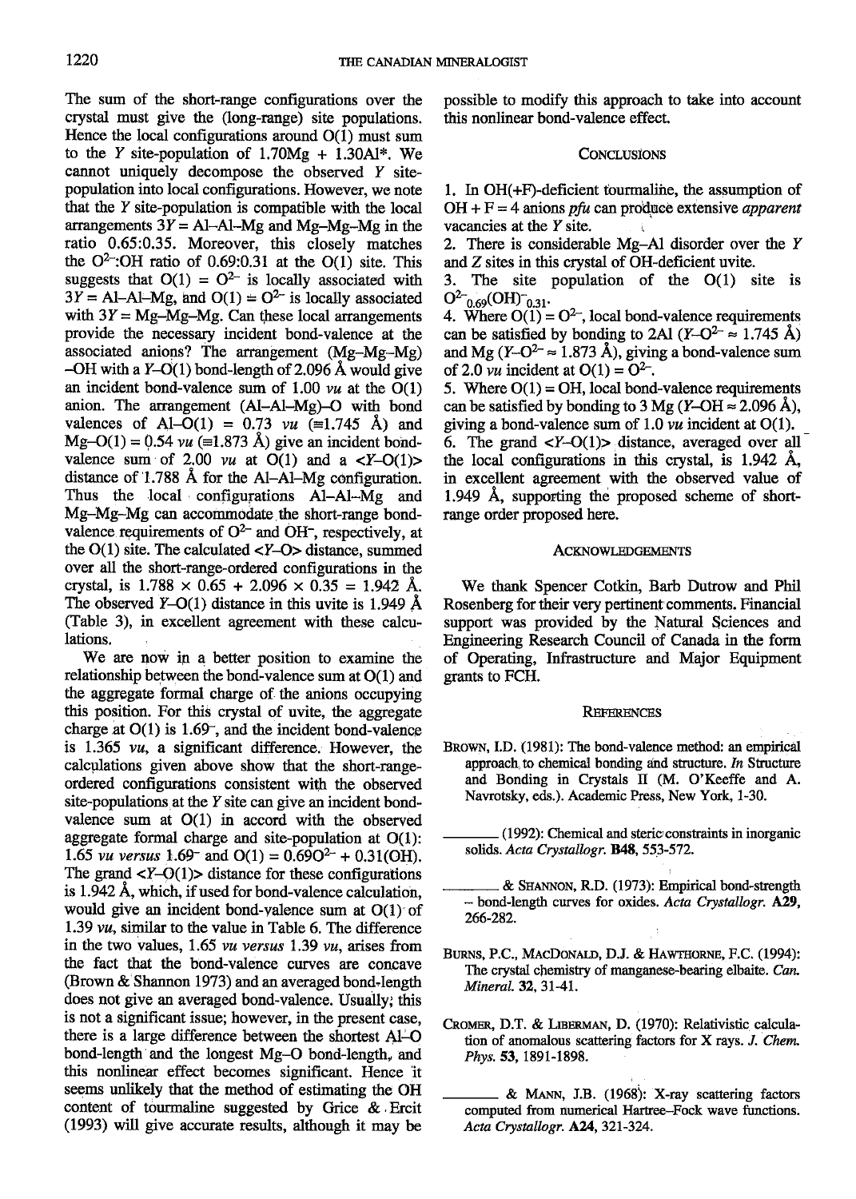The sum of the short-range configurations over the crystal must give the (long-range) site populations. Hence the local configurations around O(1) must sum to the *Y* site-population of 1.70Mg + 1.30Al*. We cannot uniquely decompose the observed *Y* site-population into local configurations. However, we note that the *Y* site-population is compatible with the local arrangements 3*Y* = Al–Al–Mg and Mg–Mg–Mg in the ratio 0.65:0.35. Moreover, this closely matches the $O^{2-}$:OH ratio of 0.69:0.31 at the O(1) site. This suggests that O(1) = $O^{2-}$ is locally associated with 3*Y* = Al–Al–Mg, and O(1) = $O^{2-}$ is locally associated with 3*Y* = Mg–Mg–Mg. Can these local arrangements provide the necessary incident bond-valence at the associated anions? The arrangement (Mg–Mg–Mg) –OH with a *Y*–O(1) bond-length of 2.096 Å would give an incident bond-valence sum of 1.00 *vu* at the O(1) anion. The arrangement (Al–Al–Mg)–O with bond valences of Al–O(1) = 0.73 *vu* (≡1.745 Å) and Mg–O(1) = 0.54 *vu* (≡1.873 Å) give an incident bond-valence sum of 2.00 *vu* at O(1) and a <*Y*–O(1)> distance of 1.788 Å for the Al–Al–Mg configuration. Thus the local configurations Al–Al–Mg and Mg–Mg–Mg can accommodate the short-range bond-valence requirements of $O^{2-}$ and $OH^-$, respectively, at the O(1) site. The calculated <*Y*–O> distance, summed over all the short-range-ordered configurations in the crystal, is 1.788 × 0.65 + 2.096 × 0.35 = 1.942 Å. The observed *Y*–O(1) distance in this uvite is 1.949 Å (Table 3), in excellent agreement with these calculations.

We are now in a better position to examine the relationship between the bond-valence sum at O(1) and the aggregate formal charge of the anions occupying this position. For this crystal of uvite, the aggregate charge at O(1) is $1.69^-$, and the incident bond-valence is 1.365 *vu*, a significant difference. However, the calculations given above show that the short-range-ordered configurations consistent with the observed site-populations at the *Y* site can give an incident bond-valence sum at O(1) in accord with the observed aggregate formal charge and site-population at O(1): 1.65 *vu versus* $1.69^-$ and O(1) = $0.69O^{2-}$ + 0.31(OH). The grand <*Y*–O(1)> distance for these configurations is 1.942 Å, which, if used for bond-valence calculation, would give an incident bond-valence sum at O(1) of 1.39 *vu*, similar to the value in Table 6. The difference in the two values, 1.65 *vu versus* 1.39 *vu*, arises from the fact that the bond-valence curves are concave (Brown & Shannon 1973) and an averaged bond-length does not give an averaged bond-valence. Usually, this is not a significant issue; however, in the present case, there is a large difference between the shortest Al–O bond-length and the longest Mg–O bond-length, and this nonlinear effect becomes significant. Hence it seems unlikely that the method of estimating the OH content of tourmaline suggested by Grice & Ercit (1993) will give accurate results, although it may be possible to modify this approach to take into account this nonlinear bond-valence effect.

## Conclusions

1. In OH(+F)-deficient tourmaline, the assumption of OH + F = 4 anions *pfu* can produce extensive *apparent* vacancies at the *Y* site.
2. There is considerable Mg–Al disorder over the *Y* and *Z* sites in this crystal of OH-deficient uvite.
3. The site population of the O(1) site is $O^{2-}_{0.69}(OH)^-_{0.31}$.
4. Where O(1) = $O^{2-}$, local bond-valence requirements can be satisfied by bonding to 2Al (*Y*–$O^{2-}$ ≈ 1.745 Å) and Mg (*Y*–$O^{2-}$ ≈ 1.873 Å), giving a bond-valence sum of 2.0 *vu* incident at O(1) = $O^{2-}$.
5. Where O(1) = OH, local bond-valence requirements can be satisfied by bonding to 3 Mg (*Y*–OH ≈ 2.096 Å), giving a bond-valence sum of 1.0 *vu* incident at O(1).
6. The grand <*Y*–O(1)> distance, averaged over all the local configurations in this crystal, is 1.942 Å, in excellent agreement with the observed value of 1.949 Å, supporting the proposed scheme of short-range order proposed here.

## Acknowledgements

We thank Spencer Cotkin, Barb Dutrow and Phil Rosenberg for their very pertinent comments. Financial support was provided by the Natural Sciences and Engineering Research Council of Canada in the form of Operating, Infrastructure and Major Equipment grants to FCH.

## References

BROWN, I.D. (1981): The bond-valence method: an empirical approach to chemical bonding and structure. *In* Structure and Bonding in Crystals II (M. O'Keeffe and A. Navrotsky, eds.). Academic Press, New York, 1-30.

________ (1992): Chemical and steric constraints in inorganic solids. *Acta Crystallogr.* **B48**, 553-572.

________ & SHANNON, R.D. (1973): Empirical bond-strength – bond-length curves for oxides. *Acta Crystallogr.* **A29**, 266-282.

BURNS, P.C., MACDONALD, D.J. & HAWTHORNE, F.C. (1994): The crystal chemistry of manganese-bearing elbaite. *Can. Mineral.* **32**, 31-41.

CROMER, D.T. & LIBERMAN, D. (1970): Relativistic calculation of anomalous scattering factors for X rays. *J. Chem. Phys.* **53**, 1891-1898.

________ & MANN, J.B. (1968): X-ray scattering factors computed from numerical Hartree–Fock wave functions. *Acta Crystallogr.* **A24**, 321-324.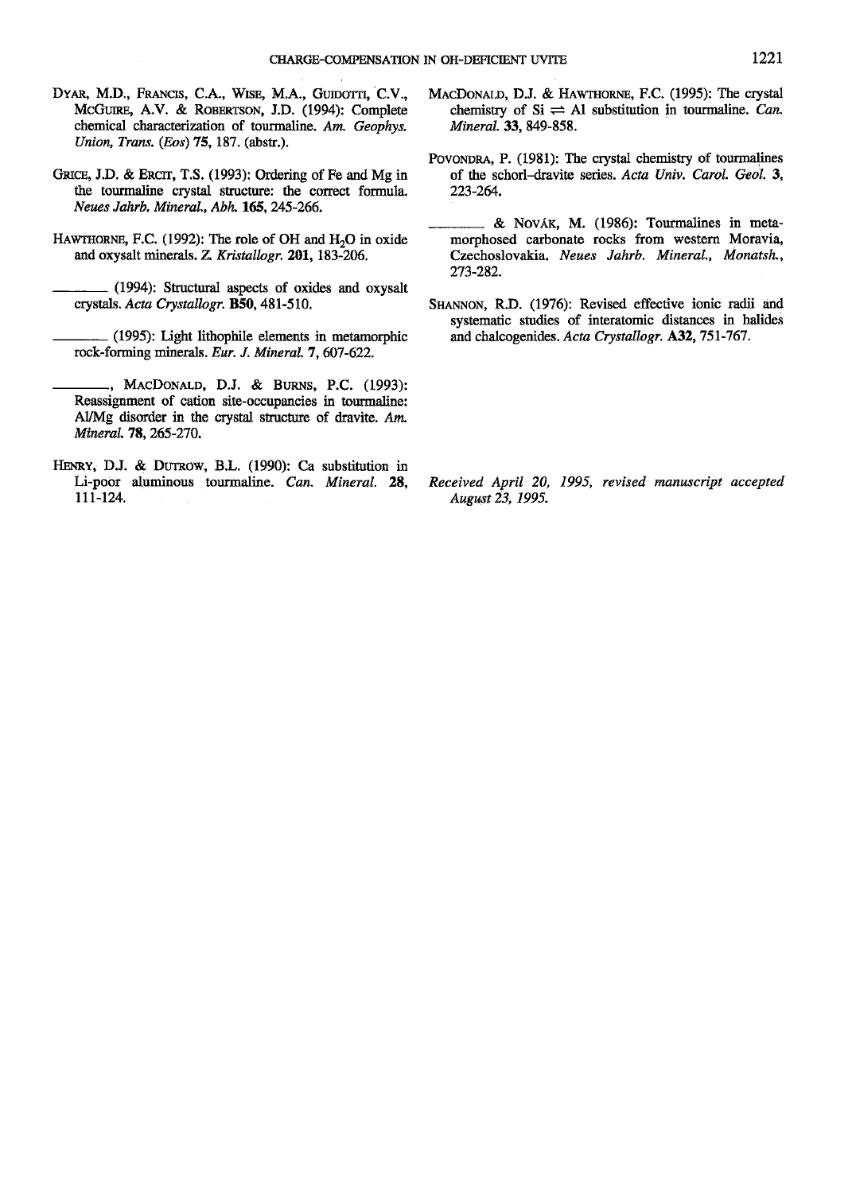DYAR, M.D., FRANCIS, C.A., WISE, M.A., GUIDOTTI, C.V., MCGUIRE, A.V. & ROBERTSON, J.D. (1994): Complete chemical characterization of tourmaline. *Am. Geophys. Union, Trans. (Eos)* **75**, 187. (abstr.).

GRICE, J.D. & ERCIT, T.S. (1993): Ordering of Fe and Mg in the tourmaline crystal structure: the correct formula. *Neues Jahrb. Mineral., Abh.* **165**, 245-266.

HAWTHORNE, F.C. (1992): The role of OH and $H_2O$ in oxide and oxysalt minerals. *Z. Kristallogr.* **201**, 183-206.

_______ (1994): Structural aspects of oxides and oxysalt crystals. *Acta Crystallogr.* **B50**, 481-510.

_______ (1995): Light lithophile elements in metamorphic rock-forming minerals. *Eur. J. Mineral.* **7**, 607-622.

_______, MACDONALD, D.J. & BURNS, P.C. (1993): Reassignment of cation site-occupancies in tourmaline: Al/Mg disorder in the crystal structure of dravite. *Am. Mineral.* **78**, 265-270.

HENRY, D.J. & DUTROW, B.L. (1990): Ca substitution in Li-poor aluminous tourmaline. *Can. Mineral.* **28**, 111-124.

MACDONALD, D.J. & HAWTHORNE, F.C. (1995): The crystal chemistry of Si $\rightleftharpoons$ Al substitution in tourmaline. *Can. Mineral.* **33**, 849-858.

POVONDRA, P. (1981): The crystal chemistry of tourmalines of the schorl–dravite series. *Acta Univ. Carol. Geol.* **3**, 223-264.

_______ & NOVÁK, M. (1986): Tourmalines in metamorphosed carbonate rocks from western Moravia, Czechoslovakia. *Neues Jahrb. Mineral., Monatsh.*, 273-282.

SHANNON, R.D. (1976): Revised effective ionic radii and systematic studies of interatomic distances in halides and chalcogenides. *Acta Crystallogr.* **A32**, 751-767.

*Received April 20, 1995, revised manuscript accepted August 23, 1995.*